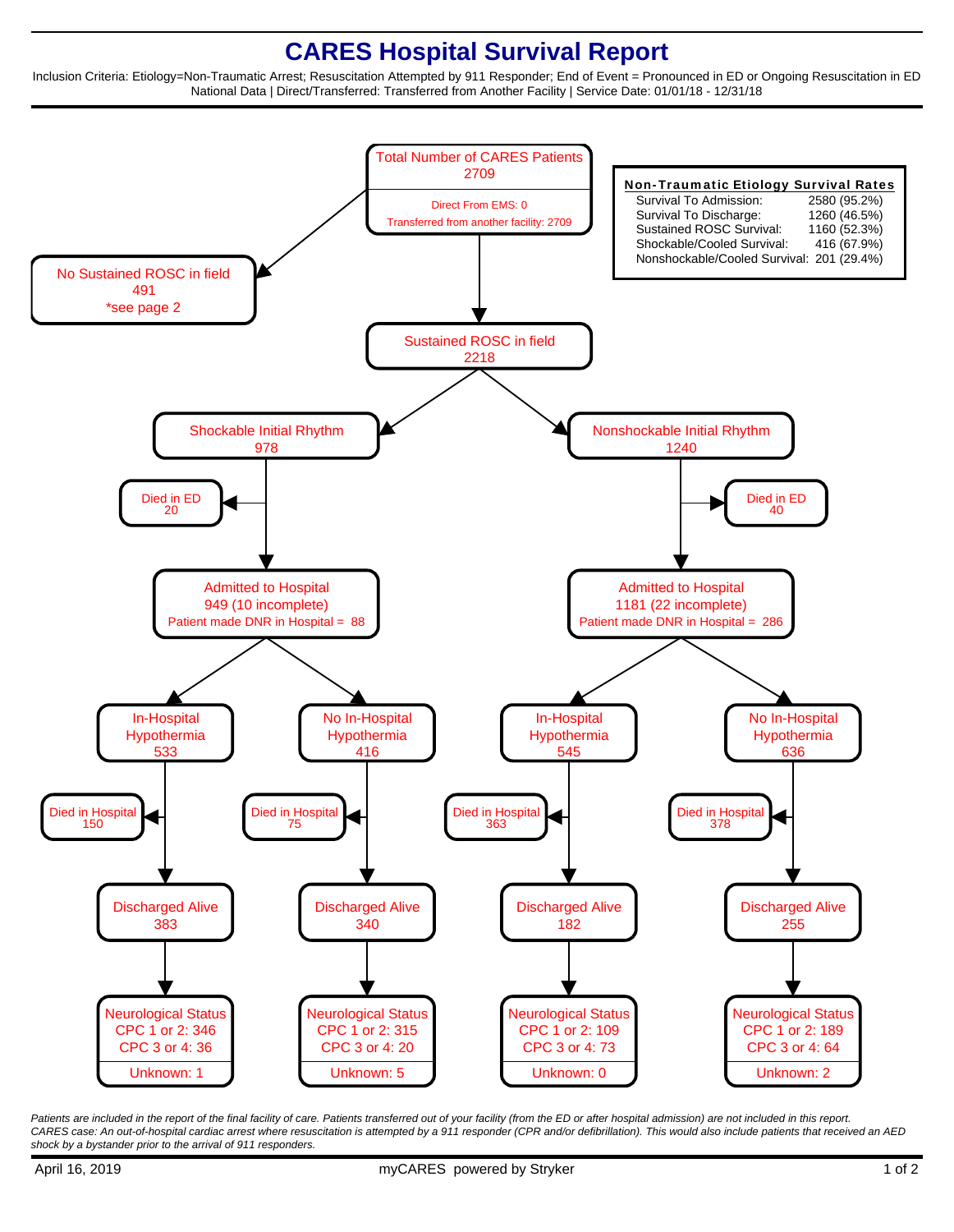# CARES Hospital Survival Report

Inclusion Criteria: Etiology=Non-Traumatic Arrest; Resuscitation Attempted by 911 Responder; End of Event = Pronounced in ED or Ongoing Resuscitation in ED
National Data | Direct/Transferred: Transferred from Another Facility | Service Date: 01/01/18 - 12/31/18

**Total Number of CARES Patients**
2709

Direct From EMS: 0
Transferred from another facility: 2709

**No Sustained ROSC in field**
491
*see page 2

**Sustained ROSC in field**
2218

**Non-Traumatic Etiology Survival Rates**

| | |
|---|---|
| Survival To Admission: | 2580 (95.2%) |
| Survival To Discharge: | 1260 (46.5%) |
| Sustained ROSC Survival: | 1160 (52.3%) |
| Shockable/Cooled Survival: | 416 (67.9%) |
| Nonshockable/Cooled Survival: | 201 (29.4%) |

## Shockable Initial Rhythm: 978

- Died in ED: 20
- Admitted to Hospital: 949 (10 incomplete)
  - Patient made DNR in Hospital = 88

| | In-Hospital Hypothermia | No In-Hospital Hypothermia |
|---|---|---|
| Total | 533 | 416 |
| Died in Hospital | 150 | 75 |
| Discharged Alive | 383 | 340 |
| Neurological Status CPC 1 or 2 | 346 | 315 |
| Neurological Status CPC 3 or 4 | 36 | 20 |
| Unknown | 1 | 5 |

## Nonshockable Initial Rhythm: 1240

- Died in ED: 40
- Admitted to Hospital: 1181 (22 incomplete)
  - Patient made DNR in Hospital = 286

| | In-Hospital Hypothermia | No In-Hospital Hypothermia |
|---|---|---|
| Total | 545 | 636 |
| Died in Hospital | 363 | 378 |
| Discharged Alive | 182 | 255 |
| Neurological Status CPC 1 or 2 | 109 | 189 |
| Neurological Status CPC 3 or 4 | 73 | 64 |
| Unknown | 0 | 2 |

*Patients are included in the report of the final facility of care. Patients transferred out of your facility (from the ED or after hospital admission) are not included in this report.*
*CARES case: An out-of-hospital cardiac arrest where resuscitation is attempted by a 911 responder (CPR and/or defibrillation). This would also include patients that received an AED shock by a bystander prior to the arrival of 911 responders.*

April 16, 2019 | myCARES powered by Stryker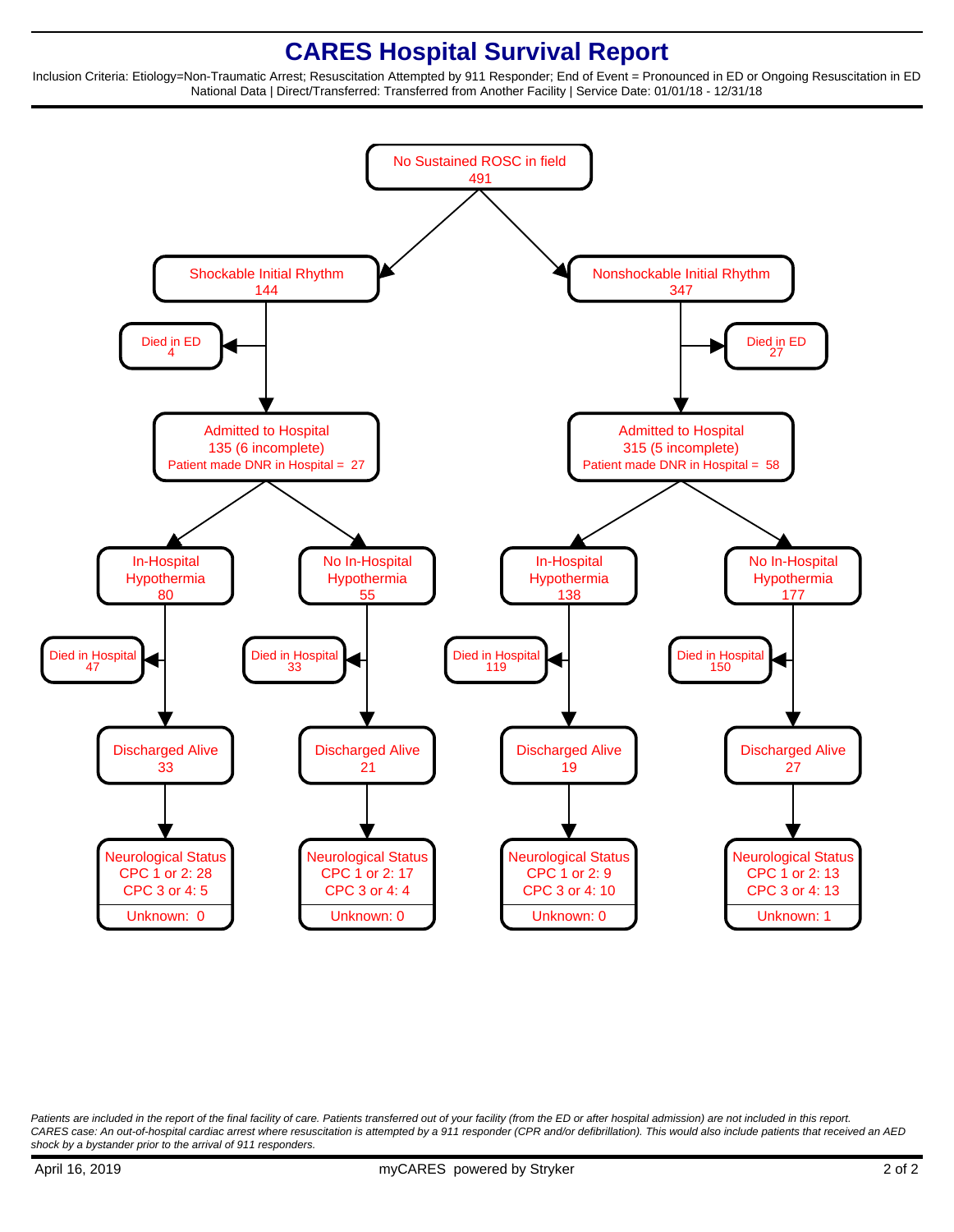# CARES Hospital Survival Report

Inclusion Criteria: Etiology=Non-Traumatic Arrest; Resuscitation Attempted by 911 Responder; End of Event = Pronounced in ED or Ongoing Resuscitation in ED
National Data | Direct/Transferred: Transferred from Another Facility | Service Date: 01/01/18 - 12/31/18

No Sustained ROSC in field
491

Shockable Initial Rhythm
144

Nonshockable Initial Rhythm
347

Died in ED
4

Died in ED
27

Admitted to Hospital
135 (6 incomplete)
Patient made DNR in Hospital = 27

Admitted to Hospital
315 (5 incomplete)
Patient made DNR in Hospital = 58

In-Hospital Hypothermia
80

No In-Hospital Hypothermia
55

In-Hospital Hypothermia
138

No In-Hospital Hypothermia
177

Died in Hospital
47

Died in Hospital
33

Died in Hospital
119

Died in Hospital
150

Discharged Alive
33

Discharged Alive
21

Discharged Alive
19

Discharged Alive
27

Neurological Status
CPC 1 or 2: 28
CPC 3 or 4: 5
Unknown: 0

Neurological Status
CPC 1 or 2: 17
CPC 3 or 4: 4
Unknown: 0

Neurological Status
CPC 1 or 2: 9
CPC 3 or 4: 10
Unknown: 0

Neurological Status
CPC 1 or 2: 13
CPC 3 or 4: 13
Unknown: 1

*Patients are included in the report of the final facility of care. Patients transferred out of your facility (from the ED or after hospital admission) are not included in this report.*
*CARES case: An out-of-hospital cardiac arrest where resuscitation is attempted by a 911 responder (CPR and/or defibrillation). This would also include patients that received an AED shock by a bystander prior to the arrival of 911 responders.*

April 16, 2019 myCARES powered by Stryker